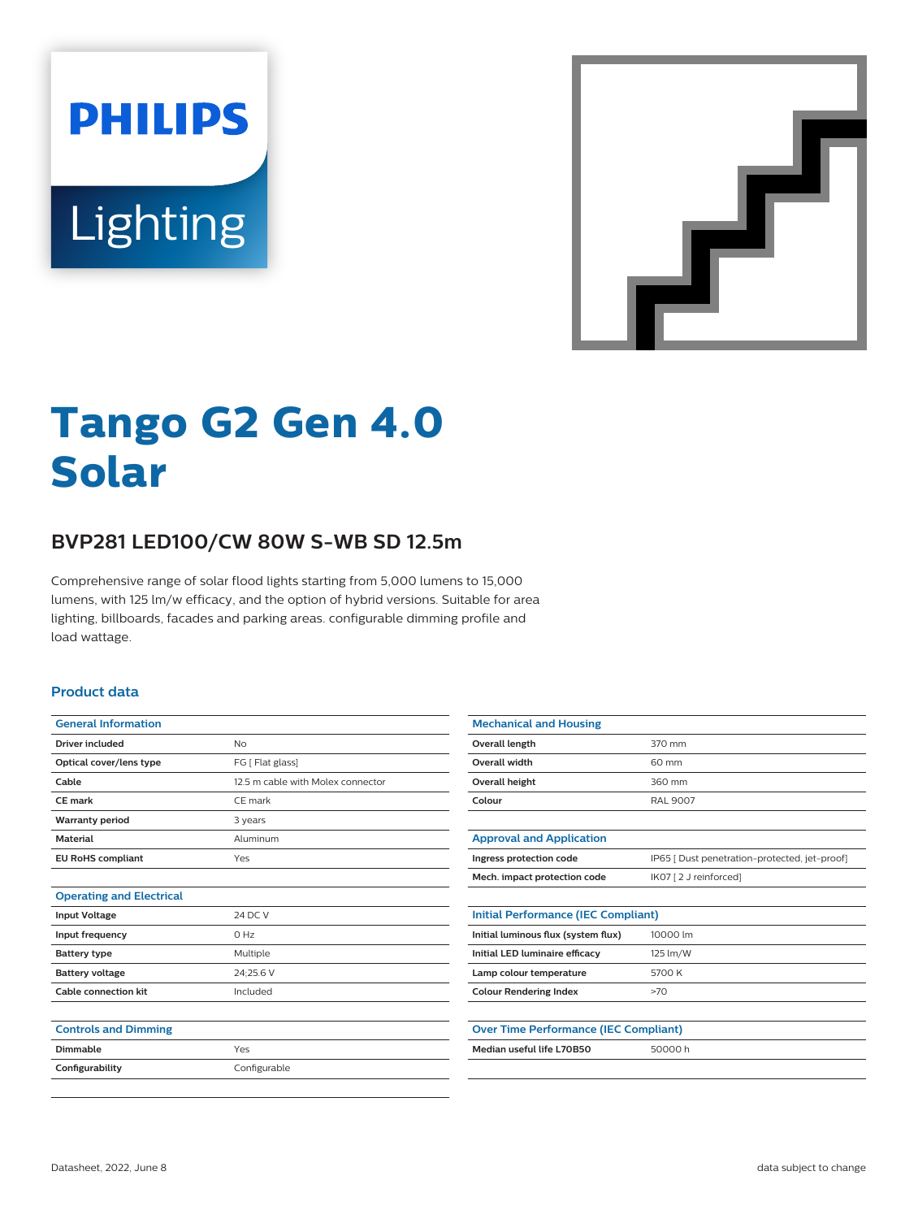PHILIPS

Lighting

# Tango G2 Gen 4.0 Solar

## BVP281 LED100/CW 80W S-WB SD 12.5m

Comprehensive range of solar flood lights starting from 5,000 lumens to 15,000 lumens, with 125 lm/w efficacy, and the option of hybrid versions. Suitable for area lighting, billboards, facades and parking areas. configurable dimming profile and load wattage.

### Product data

| General Information | |
|---|---|
| Driver included | No |
| Optical cover/lens type | FG [ Flat glass] |
| Cable | 12.5 m cable with Molex connector |
| CE mark | CE mark |
| Warranty period | 3 years |
| Material | Aluminum |
| EU RoHS compliant | Yes |

| Operating and Electrical | |
|---|---|
| Input Voltage | 24 DC V |
| Input frequency | 0 Hz |
| Battery type | Multiple |
| Battery voltage | 24:25.6 V |
| Cable connection kit | Included |

| Controls and Dimming | |
|---|---|
| Dimmable | Yes |
| Configurability | Configurable |

| Mechanical and Housing | |
|---|---|
| Overall length | 370 mm |
| Overall width | 60 mm |
| Overall height | 360 mm |
| Colour | RAL 9007 |

| Approval and Application | |
|---|---|
| Ingress protection code | IP65 [ Dust penetration-protected, jet-proof] |
| Mech. impact protection code | IK07 [ 2 J reinforced] |

| Initial Performance (IEC Compliant) | |
|---|---|
| Initial luminous flux (system flux) | 10000 lm |
| Initial LED luminaire efficacy | 125 lm/W |
| Lamp colour temperature | 5700 K |
| Colour Rendering Index | >70 |

| Over Time Performance (IEC Compliant) | |
|---|---|
| Median useful life L70B50 | 50000 h |

Datasheet, 2022, June 8

data subject to change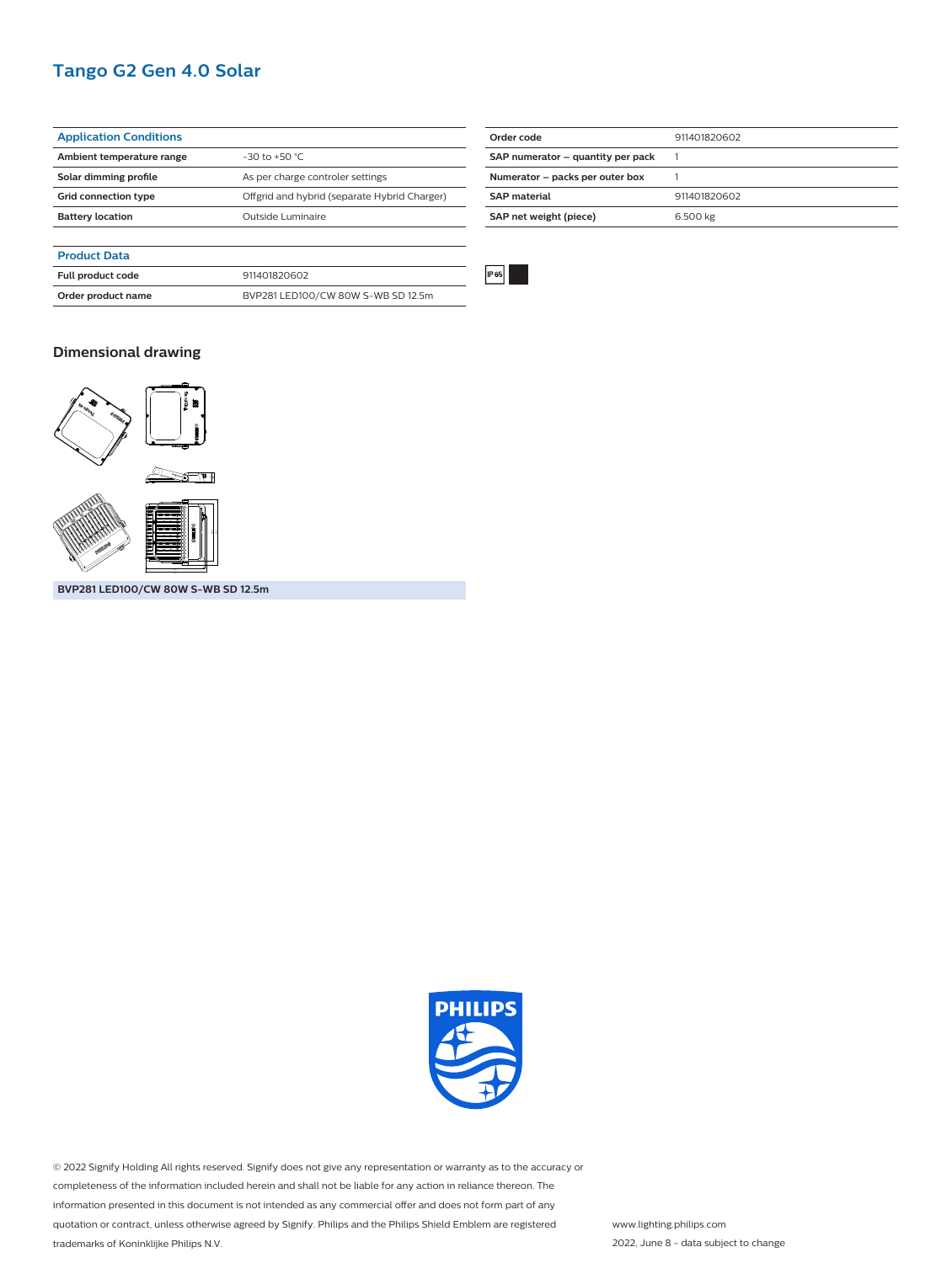# Tango G2 Gen 4.0 Solar

| Application Conditions | |
|---|---|
| Ambient temperature range | -30 to +50 °C |
| Solar dimming profile | As per charge controler settings |
| Grid connection type | Offgrid and hybrid (separate Hybrid Charger) |
| Battery location | Outside Luminaire |

| Product Data | |
|---|---|
| Full product code | 911401820602 |
| Order product name | BVP281 LED100/CW 80W S-WB SD 12.5m |

| | |
|---|---|
| Order code | 911401820602 |
| SAP numerator – quantity per pack | 1 |
| Numerator – packs per outer box | 1 |
| SAP material | 911401820602 |
| SAP net weight (piece) | 6.500 kg |

IP65

## Dimensional drawing

**BVP281 LED100/CW 80W S-WB SD 12.5m**

© 2022 Signify Holding All rights reserved. Signify does not give any representation or warranty as to the accuracy or completeness of the information included herein and shall not be liable for any action in reliance thereon. The information presented in this document is not intended as any commercial offer and does not form part of any quotation or contract, unless otherwise agreed by Signify. Philips and the Philips Shield Emblem are registered trademarks of Koninklijke Philips N.V.

www.lighting.philips.com

2022, June 8 - data subject to change